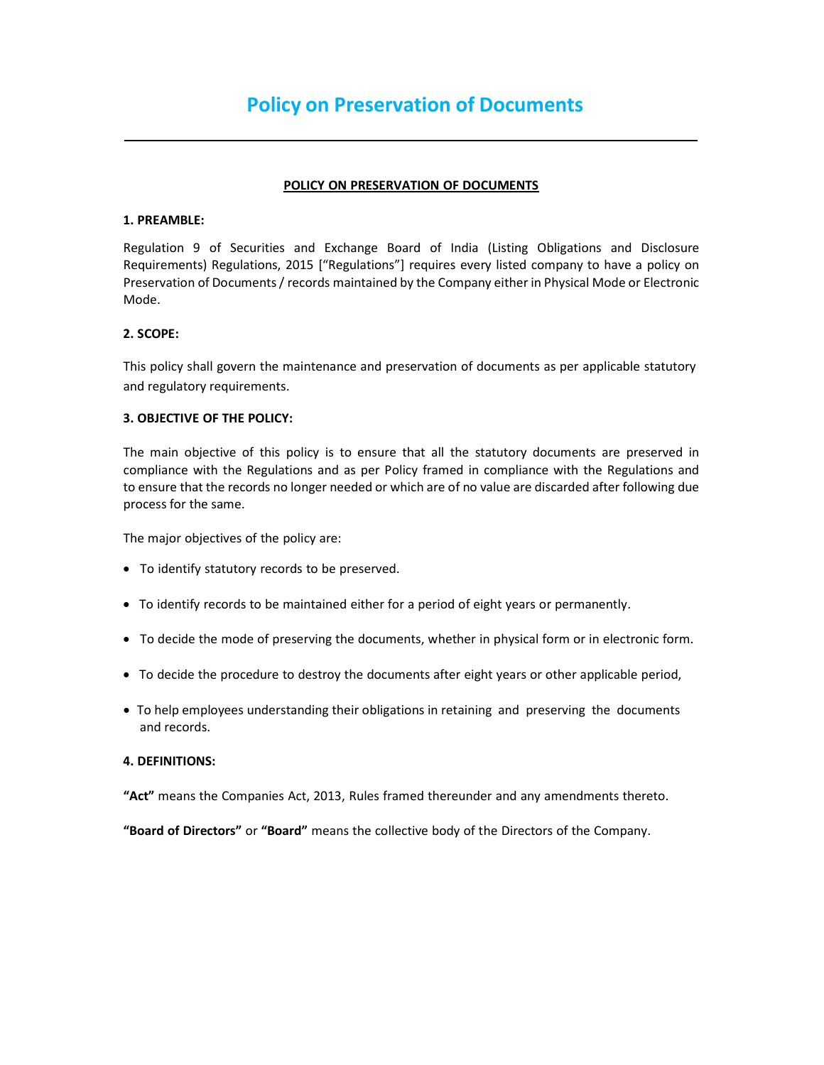# Policy on Preservation of Documents

---

## POLICY ON PRESERVATION OF DOCUMENTS

### 1. PREAMBLE:

Regulation 9 of Securities and Exchange Board of India (Listing Obligations and Disclosure Requirements) Regulations, 2015 ["Regulations"] requires every listed company to have a policy on Preservation of Documents / records maintained by the Company either in Physical Mode or Electronic Mode.

### 2. SCOPE:

This policy shall govern the maintenance and preservation of documents as per applicable statutory and regulatory requirements.

### 3. OBJECTIVE OF THE POLICY:

The main objective of this policy is to ensure that all the statutory documents are preserved in compliance with the Regulations and as per Policy framed in compliance with the Regulations and to ensure that the records no longer needed or which are of no value are discarded after following due process for the same.

The major objectives of the policy are:

- To identify statutory records to be preserved.
- To identify records to be maintained either for a period of eight years or permanently.
- To decide the mode of preserving the documents, whether in physical form or in electronic form.
- To decide the procedure to destroy the documents after eight years or other applicable period,
- To help employees understanding their obligations in retaining and preserving the documents and records.

### 4. DEFINITIONS:

**"Act"** means the Companies Act, 2013, Rules framed thereunder and any amendments thereto.

**"Board of Directors"** or **"Board"** means the collective body of the Directors of the Company.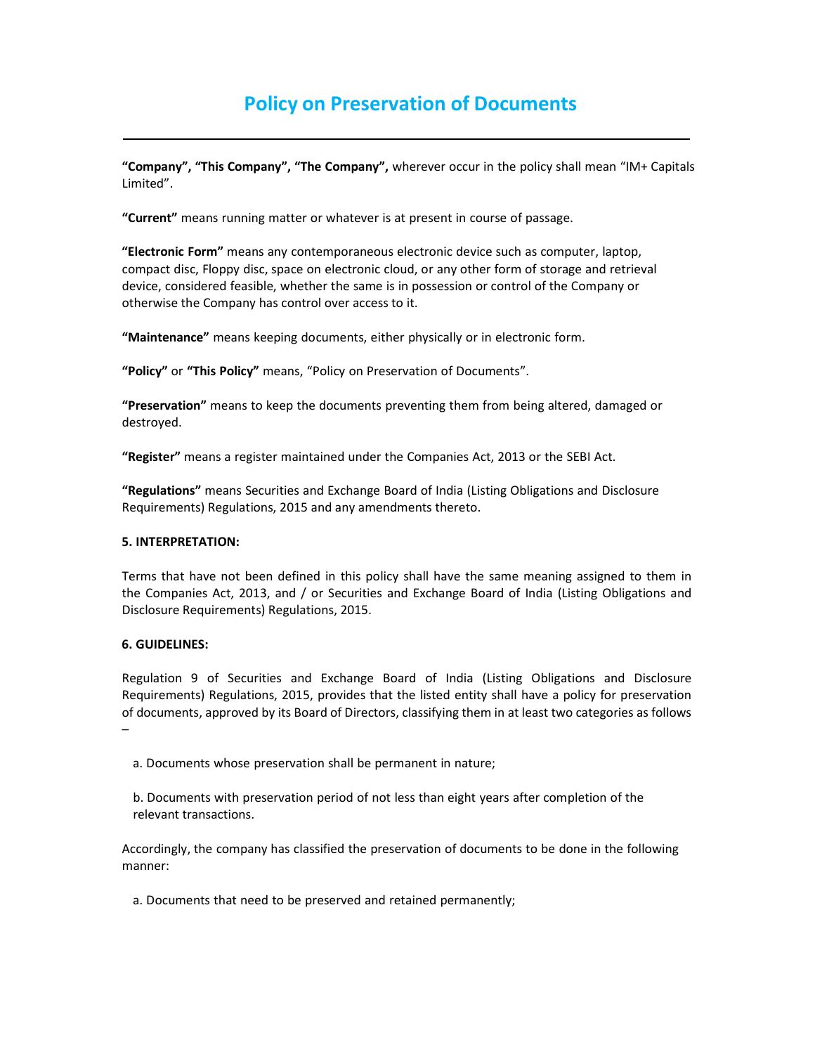# Policy on Preservation of Documents

---

**“Company”, “This Company”, “The Company”,** wherever occur in the policy shall mean “IM+ Capitals Limited”.

**“Current”** means running matter or whatever is at present in course of passage.

**“Electronic Form”** means any contemporaneous electronic device such as computer, laptop, compact disc, Floppy disc, space on electronic cloud, or any other form of storage and retrieval device, considered feasible, whether the same is in possession or control of the Company or otherwise the Company has control over access to it.

**“Maintenance”** means keeping documents, either physically or in electronic form.

**“Policy”** or **“This Policy”** means, “Policy on Preservation of Documents”.

**“Preservation”** means to keep the documents preventing them from being altered, damaged or destroyed.

**“Register”** means a register maintained under the Companies Act, 2013 or the SEBI Act.

**“Regulations”** means Securities and Exchange Board of India (Listing Obligations and Disclosure Requirements) Regulations, 2015 and any amendments thereto.

**5. INTERPRETATION:**

Terms that have not been defined in this policy shall have the same meaning assigned to them in the Companies Act, 2013, and / or Securities and Exchange Board of India (Listing Obligations and Disclosure Requirements) Regulations, 2015.

**6. GUIDELINES:**

Regulation 9 of Securities and Exchange Board of India (Listing Obligations and Disclosure Requirements) Regulations, 2015, provides that the listed entity shall have a policy for preservation of documents, approved by its Board of Directors, classifying them in at least two categories as follows –

a. Documents whose preservation shall be permanent in nature;

b. Documents with preservation period of not less than eight years after completion of the relevant transactions.

Accordingly, the company has classified the preservation of documents to be done in the following manner:

a. Documents that need to be preserved and retained permanently;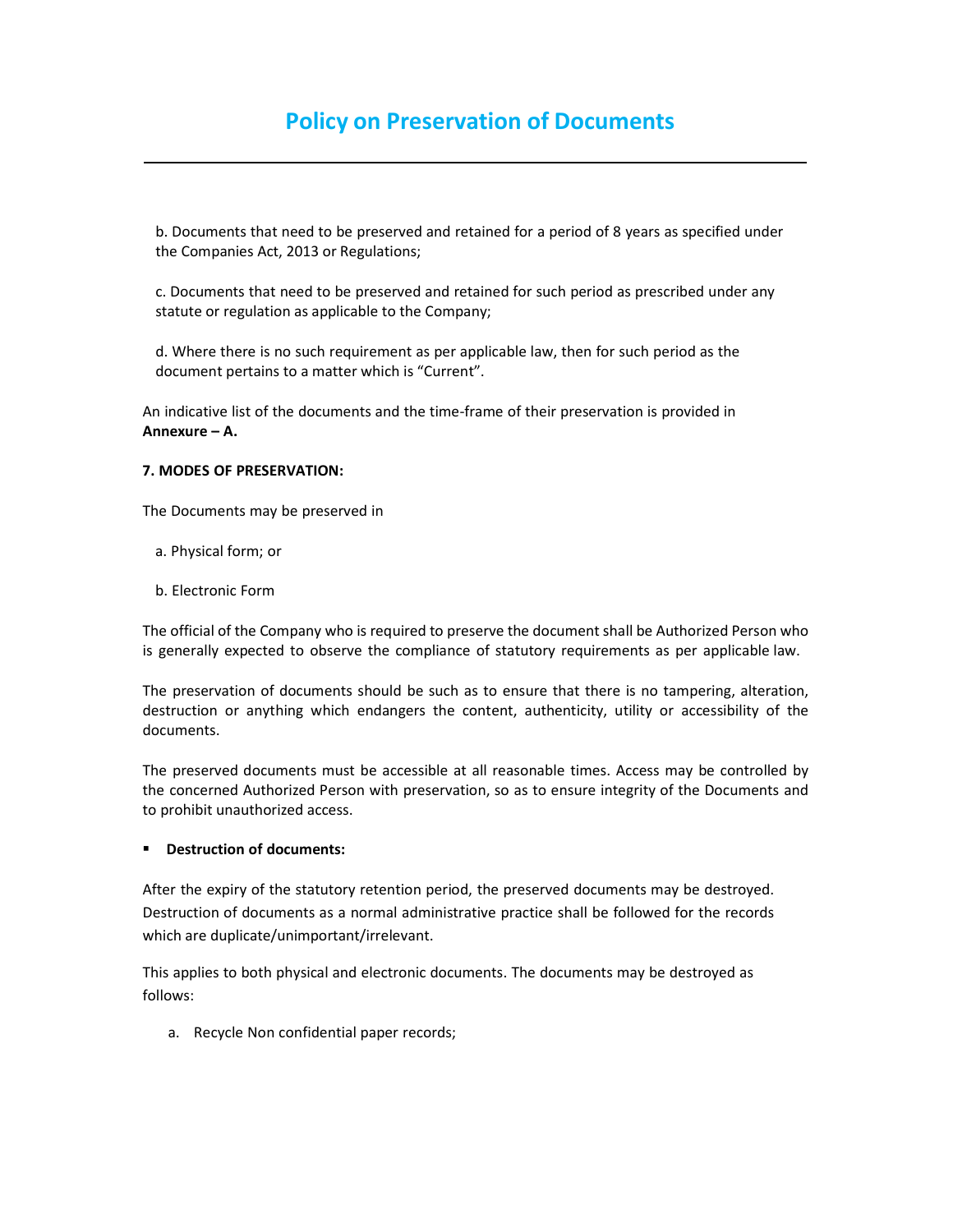b. Documents that need to be preserved and retained for a period of 8 years as specified under the Companies Act, 2013 or Regulations;

c. Documents that need to be preserved and retained for such period as prescribed under any statute or regulation as applicable to the Company;

d. Where there is no such requirement as per applicable law, then for such period as the document pertains to a matter which is "Current".

An indicative list of the documents and the time-frame of their preservation is provided in **Annexure – A.**

**7. MODES OF PRESERVATION:**

The Documents may be preserved in

a. Physical form; or

b. Electronic Form

The official of the Company who is required to preserve the document shall be Authorized Person who is generally expected to observe the compliance of statutory requirements as per applicable law.

The preservation of documents should be such as to ensure that there is no tampering, alteration, destruction or anything which endangers the content, authenticity, utility or accessibility of the documents.

The preserved documents must be accessible at all reasonable times. Access may be controlled by the concerned Authorized Person with preservation, so as to ensure integrity of the Documents and to prohibit unauthorized access.

- **Destruction of documents:**

After the expiry of the statutory retention period, the preserved documents may be destroyed. Destruction of documents as a normal administrative practice shall be followed for the records which are duplicate/unimportant/irrelevant.

This applies to both physical and electronic documents. The documents may be destroyed as follows:

a. Recycle Non confidential paper records;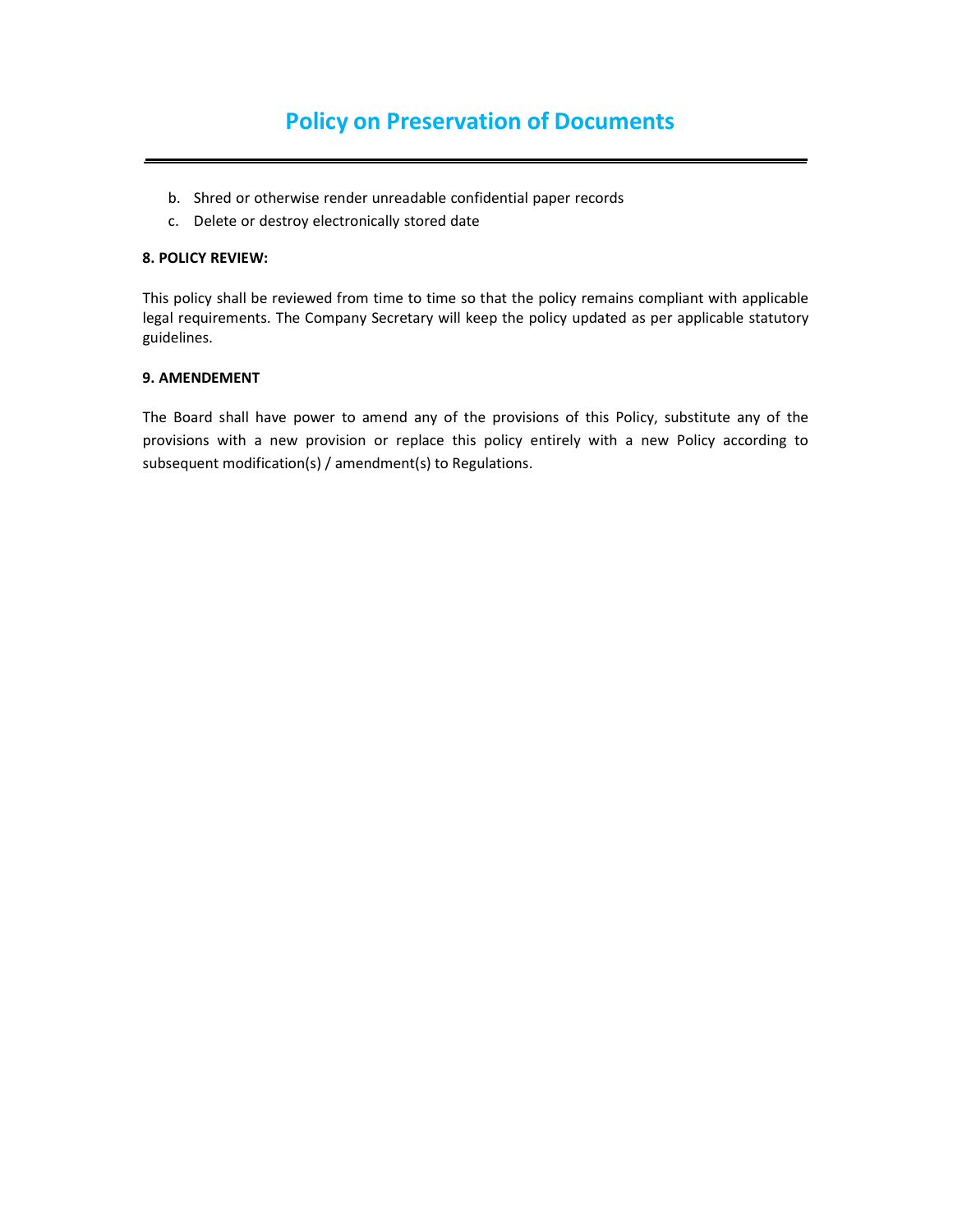b. Shred or otherwise render unreadable confidential paper records
c. Delete or destroy electronically stored date

**8. POLICY REVIEW:**

This policy shall be reviewed from time to time so that the policy remains compliant with applicable legal requirements. The Company Secretary will keep the policy updated as per applicable statutory guidelines.

**9. AMENDEMENT**

The Board shall have power to amend any of the provisions of this Policy, substitute any of the provisions with a new provision or replace this policy entirely with a new Policy according to subsequent modification(s) / amendment(s) to Regulations.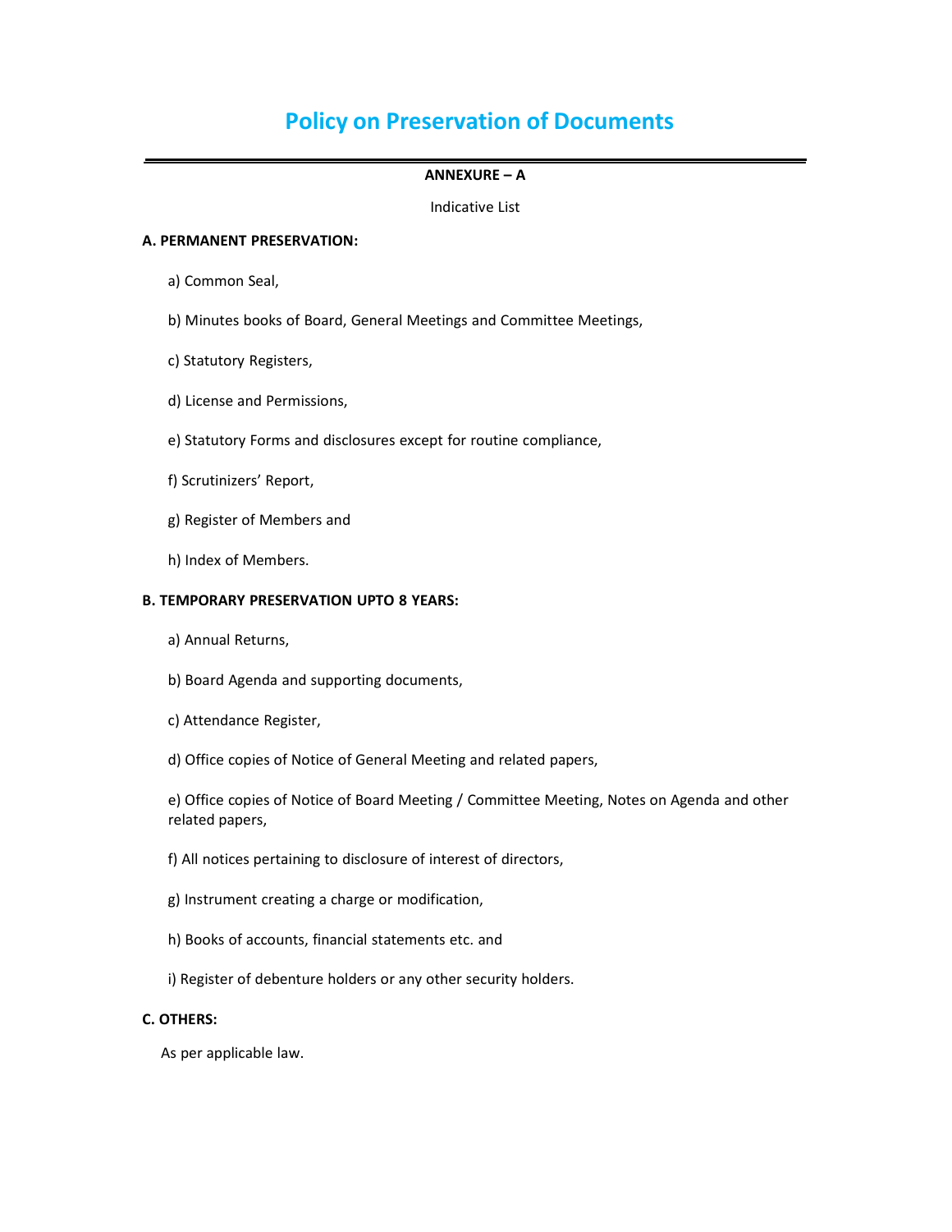# Policy on Preservation of Documents

**ANNEXURE – A**

Indicative List

**A. PERMANENT PRESERVATION:**

a) Common Seal,

b) Minutes books of Board, General Meetings and Committee Meetings,

c) Statutory Registers,

d) License and Permissions,

e) Statutory Forms and disclosures except for routine compliance,

f) Scrutinizers' Report,

g) Register of Members and

h) Index of Members.

**B. TEMPORARY PRESERVATION UPTO 8 YEARS:**

a) Annual Returns,

b) Board Agenda and supporting documents,

c) Attendance Register,

d) Office copies of Notice of General Meeting and related papers,

e) Office copies of Notice of Board Meeting / Committee Meeting, Notes on Agenda and other related papers,

f) All notices pertaining to disclosure of interest of directors,

g) Instrument creating a charge or modification,

h) Books of accounts, financial statements etc. and

i) Register of debenture holders or any other security holders.

**C. OTHERS:**

As per applicable law.